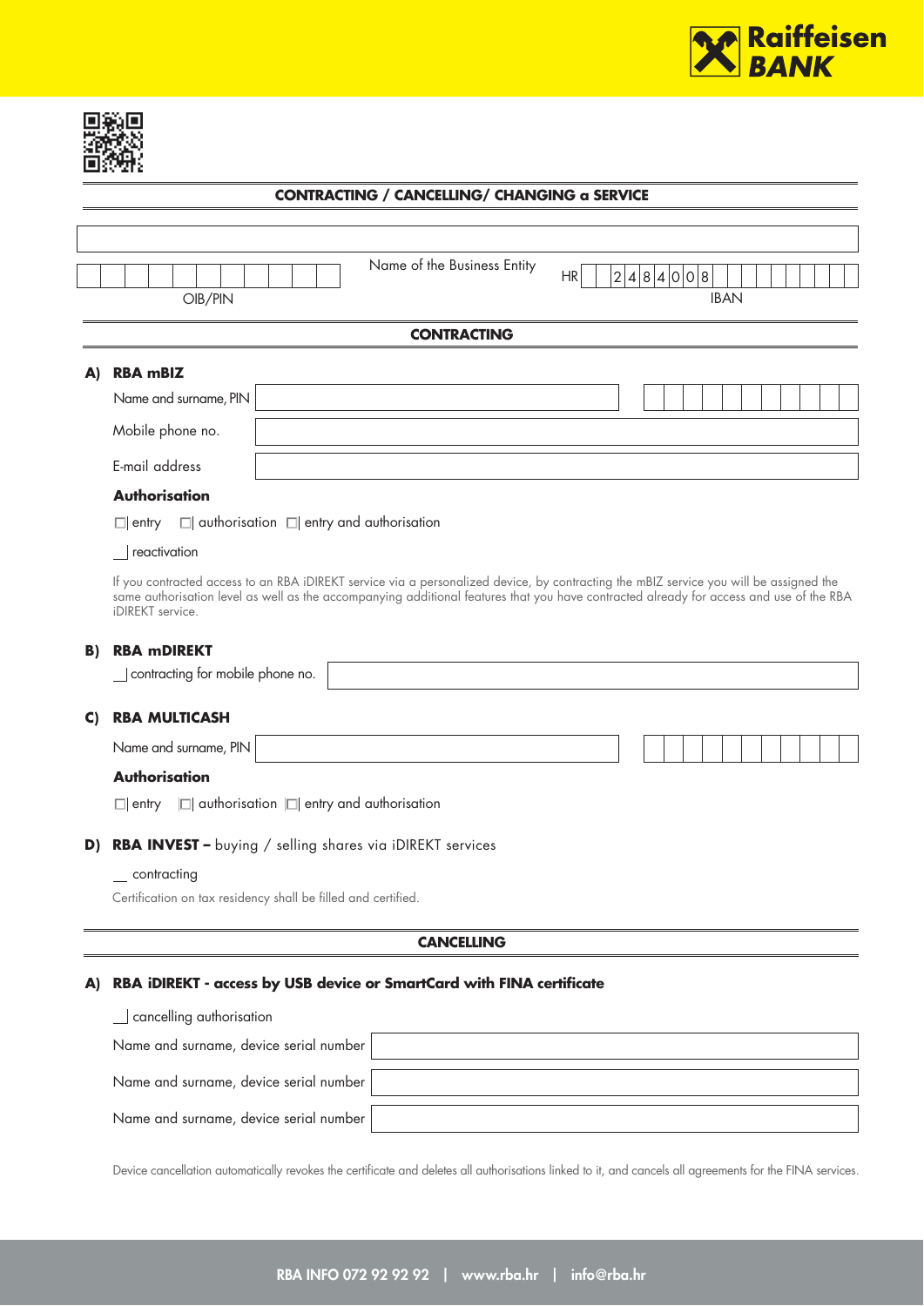## CONTRACTING / CANCELLING/ CHANGING a SERVICE

OIB/PIN

Name of the Business Entity

HR 2 4 8 4 0 0 8

IBAN

## CONTRACTING

### A) RBA mBIZ

Name and surname, PIN

Mobile phone no.

E-mail address

**Authorisation**

☐ entry ☐ authorisation ☐ entry and authorisation

☐ reactivation

If you contracted access to an RBA iDIREKT service via a personalized device, by contracting the mBIZ service you will be assigned the same authorisation level as well as the accompanying additional features that you have contracted already for access and use of the RBA iDIREKT service.

### B) RBA mDIREKT

☐ contracting for mobile phone no.

### C) RBA MULTICASH

Name and surname, PIN

**Authorisation**

☐ entry ☐ authorisation ☐ entry and authorisation

### D) RBA INVEST – buying / selling shares via iDIREKT services

☐ contracting

Certification on tax residency shall be filled and certified.

## CANCELLING

### A) RBA iDIREKT - access by USB device or SmartCard with FINA certificate

☐ cancelling authorisation

Name and surname, device serial number

Name and surname, device serial number

Name and surname, device serial number

Device cancellation automatically revokes the certificate and deletes all authorisations linked to it, and cancels all agreements for the FINA services.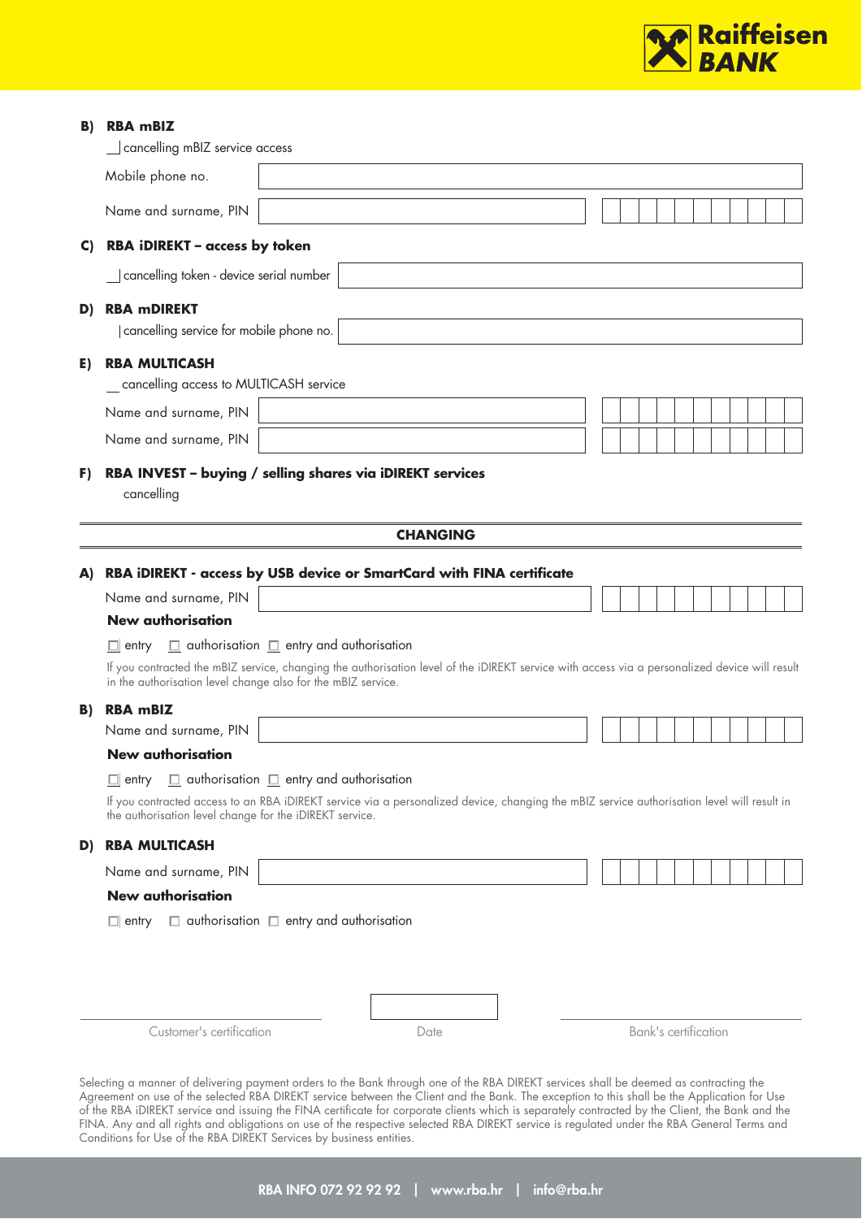**B) RBA mBIZ**

☐ cancelling mBIZ service access

Mobile phone no.

Name and surname, PIN

**C) RBA iDIREKT – access by token**

☐ cancelling token - device serial number

**D) RBA mDIREKT**

☐ cancelling service for mobile phone no.

**E) RBA MULTICASH**

☐ cancelling access to MULTICASH service

Name and surname, PIN

Name and surname, PIN

**F) RBA INVEST – buying / selling shares via iDIREKT services**

cancelling

---

## CHANGING

---

**A) RBA iDIREKT - access by USB device or SmartCard with FINA certificate**

Name and surname, PIN

**New authorisation**

☐ entry ☐ authorisation ☐ entry and authorisation

If you contracted the mBIZ service, changing the authorisation level of the iDIREKT service with access via a personalized device will result in the authorisation level change also for the mBIZ service.

**B) RBA mBIZ**

Name and surname, PIN

**New authorisation**

☐ entry ☐ authorisation ☐ entry and authorisation

If you contracted access to an RBA iDIREKT service via a personalized device, changing the mBIZ service authorisation level will result in the authorisation level change for the iDIREKT service.

**D) RBA MULTICASH**

Name and surname, PIN

**New authorisation**

☐ entry ☐ authorisation ☐ entry and authorisation

Customer's certification

Date

Bank's certification

Selecting a manner of delivering payment orders to the Bank through one of the RBA DIREKT services shall be deemed as contracting the Agreement on use of the selected RBA DIREKT service between the Client and the Bank. The exception to this shall be the Application for Use of the RBA iDIREKT service and issuing the FINA certificate for corporate clients which is separately contracted by the Client, the Bank and the FINA. Any and all rights and obligations on use of the respective selected RBA DIREKT service is regulated under the RBA General Terms and Conditions for Use of the RBA DIREKT Services by business entities.

RBA INFO 072 92 92 92 | www.rba.hr | info@rba.hr